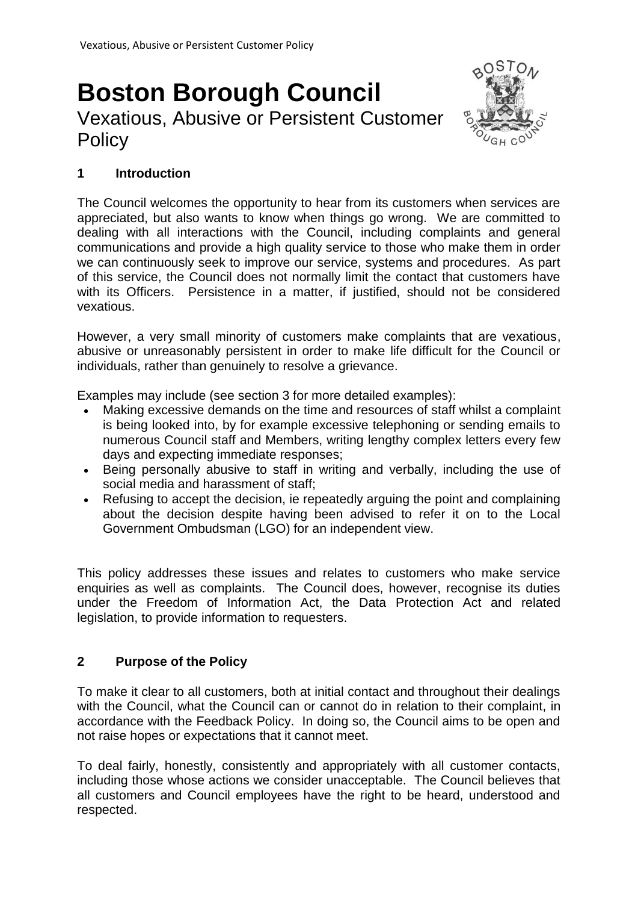# Boston Borough Council

## Vexatious, Abusive or Persistent Customer Policy

### 1 Introduction

The Council welcomes the opportunity to hear from its customers when services are appreciated, but also wants to know when things go wrong. We are committed to dealing with all interactions with the Council, including complaints and general communications and provide a high quality service to those who make them in order we can continuously seek to improve our service, systems and procedures. As part of this service, the Council does not normally limit the contact that customers have with its Officers. Persistence in a matter, if justified, should not be considered vexatious.

However, a very small minority of customers make complaints that are vexatious, abusive or unreasonably persistent in order to make life difficult for the Council or individuals, rather than genuinely to resolve a grievance.

Examples may include (see section 3 for more detailed examples):

- Making excessive demands on the time and resources of staff whilst a complaint is being looked into, by for example excessive telephoning or sending emails to numerous Council staff and Members, writing lengthy complex letters every few days and expecting immediate responses;
- Being personally abusive to staff in writing and verbally, including the use of social media and harassment of staff;
- Refusing to accept the decision, ie repeatedly arguing the point and complaining about the decision despite having been advised to refer it on to the Local Government Ombudsman (LGO) for an independent view.

This policy addresses these issues and relates to customers who make service enquiries as well as complaints. The Council does, however, recognise its duties under the Freedom of Information Act, the Data Protection Act and related legislation, to provide information to requesters.

### 2 Purpose of the Policy

To make it clear to all customers, both at initial contact and throughout their dealings with the Council, what the Council can or cannot do in relation to their complaint, in accordance with the Feedback Policy. In doing so, the Council aims to be open and not raise hopes or expectations that it cannot meet.

To deal fairly, honestly, consistently and appropriately with all customer contacts, including those whose actions we consider unacceptable. The Council believes that all customers and Council employees have the right to be heard, understood and respected.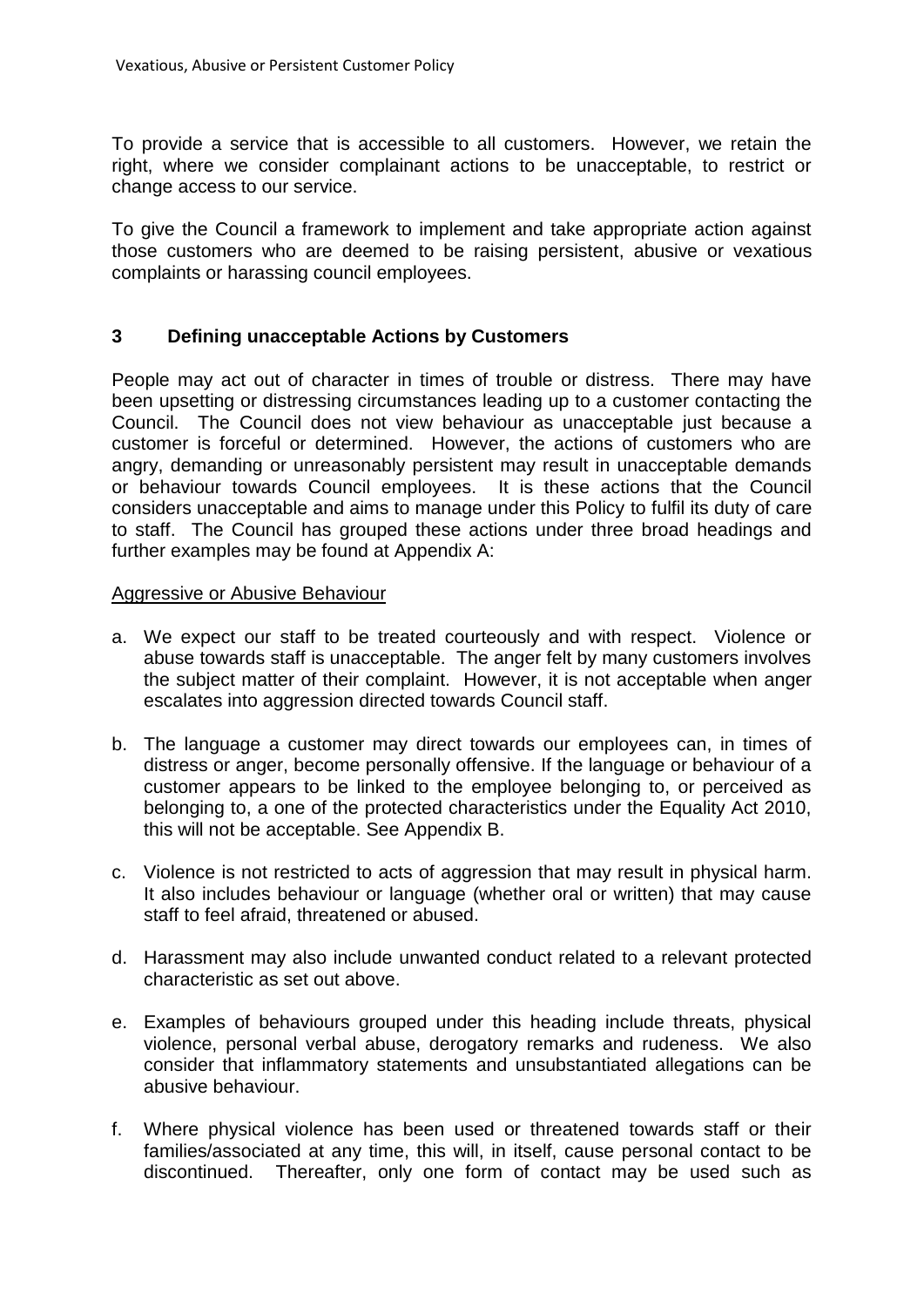To provide a service that is accessible to all customers. However, we retain the right, where we consider complainant actions to be unacceptable, to restrict or change access to our service.

To give the Council a framework to implement and take appropriate action against those customers who are deemed to be raising persistent, abusive or vexatious complaints or harassing council employees.

## 3 Defining unacceptable Actions by Customers

People may act out of character in times of trouble or distress. There may have been upsetting or distressing circumstances leading up to a customer contacting the Council. The Council does not view behaviour as unacceptable just because a customer is forceful or determined. However, the actions of customers who are angry, demanding or unreasonably persistent may result in unacceptable demands or behaviour towards Council employees. It is these actions that the Council considers unacceptable and aims to manage under this Policy to fulfil its duty of care to staff. The Council has grouped these actions under three broad headings and further examples may be found at Appendix A:

<u>Aggressive or Abusive Behaviour</u>

a. We expect our staff to be treated courteously and with respect. Violence or abuse towards staff is unacceptable. The anger felt by many customers involves the subject matter of their complaint. However, it is not acceptable when anger escalates into aggression directed towards Council staff.

b. The language a customer may direct towards our employees can, in times of distress or anger, become personally offensive. If the language or behaviour of a customer appears to be linked to the employee belonging to, or perceived as belonging to, a one of the protected characteristics under the Equality Act 2010, this will not be acceptable. See Appendix B.

c. Violence is not restricted to acts of aggression that may result in physical harm. It also includes behaviour or language (whether oral or written) that may cause staff to feel afraid, threatened or abused.

d. Harassment may also include unwanted conduct related to a relevant protected characteristic as set out above.

e. Examples of behaviours grouped under this heading include threats, physical violence, personal verbal abuse, derogatory remarks and rudeness. We also consider that inflammatory statements and unsubstantiated allegations can be abusive behaviour.

f. Where physical violence has been used or threatened towards staff or their families/associated at any time, this will, in itself, cause personal contact to be discontinued. Thereafter, only one form of contact may be used such as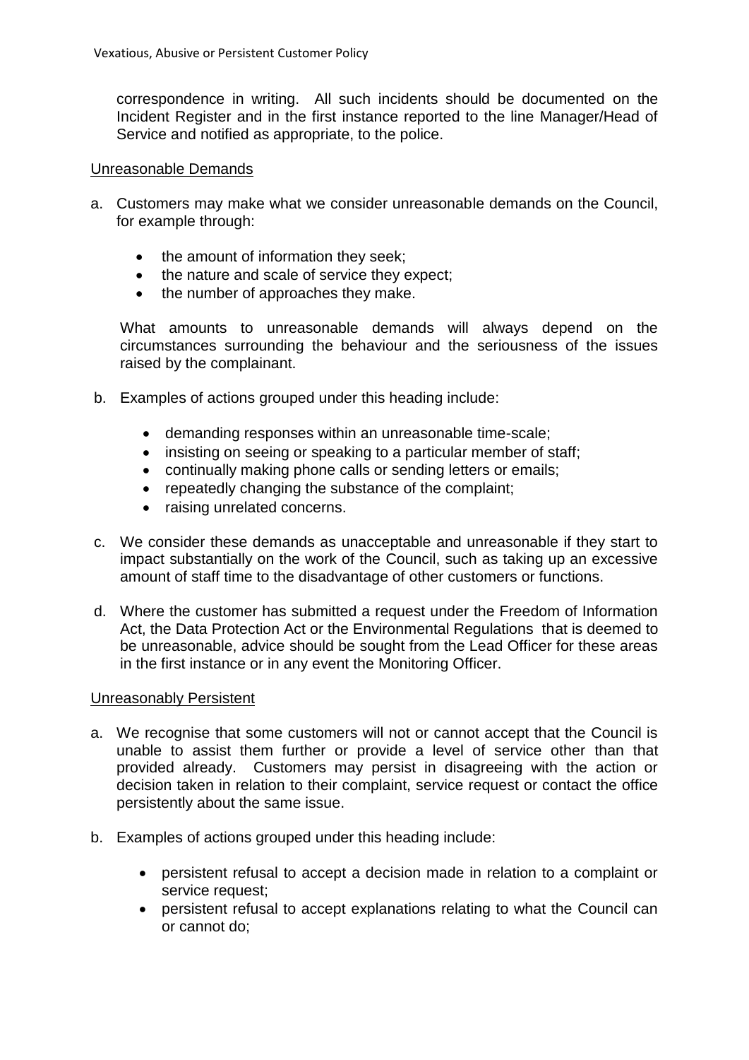correspondence in writing. All such incidents should be documented on the Incident Register and in the first instance reported to the line Manager/Head of Service and notified as appropriate, to the police.

Unreasonable Demands

a. Customers may make what we consider unreasonable demands on the Council, for example through:

- the amount of information they seek;
- the nature and scale of service they expect;
- the number of approaches they make.

What amounts to unreasonable demands will always depend on the circumstances surrounding the behaviour and the seriousness of the issues raised by the complainant.

b. Examples of actions grouped under this heading include:

- demanding responses within an unreasonable time-scale;
- insisting on seeing or speaking to a particular member of staff;
- continually making phone calls or sending letters or emails;
- repeatedly changing the substance of the complaint;
- raising unrelated concerns.

c. We consider these demands as unacceptable and unreasonable if they start to impact substantially on the work of the Council, such as taking up an excessive amount of staff time to the disadvantage of other customers or functions.

d. Where the customer has submitted a request under the Freedom of Information Act, the Data Protection Act or the Environmental Regulations that is deemed to be unreasonable, advice should be sought from the Lead Officer for these areas in the first instance or in any event the Monitoring Officer.

Unreasonably Persistent

a. We recognise that some customers will not or cannot accept that the Council is unable to assist them further or provide a level of service other than that provided already. Customers may persist in disagreeing with the action or decision taken in relation to their complaint, service request or contact the office persistently about the same issue.

b. Examples of actions grouped under this heading include:

- persistent refusal to accept a decision made in relation to a complaint or service request;
- persistent refusal to accept explanations relating to what the Council can or cannot do;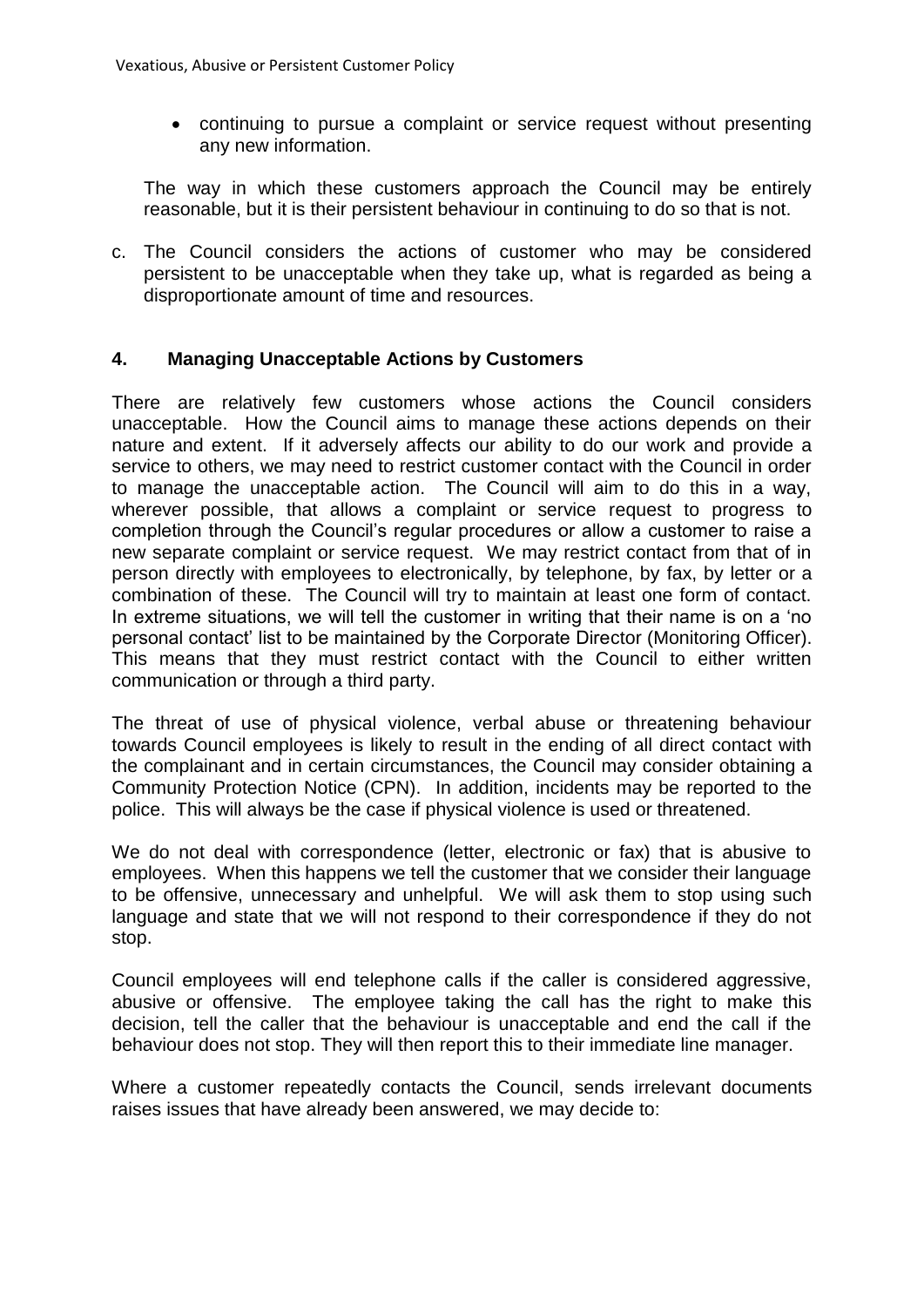- continuing to pursue a complaint or service request without presenting any new information.

The way in which these customers approach the Council may be entirely reasonable, but it is their persistent behaviour in continuing to do so that is not.

c. The Council considers the actions of customer who may be considered persistent to be unacceptable when they take up, what is regarded as being a disproportionate amount of time and resources.

## 4. Managing Unacceptable Actions by Customers

There are relatively few customers whose actions the Council considers unacceptable. How the Council aims to manage these actions depends on their nature and extent. If it adversely affects our ability to do our work and provide a service to others, we may need to restrict customer contact with the Council in order to manage the unacceptable action. The Council will aim to do this in a way, wherever possible, that allows a complaint or service request to progress to completion through the Council's regular procedures or allow a customer to raise a new separate complaint or service request. We may restrict contact from that of in person directly with employees to electronically, by telephone, by fax, by letter or a combination of these. The Council will try to maintain at least one form of contact. In extreme situations, we will tell the customer in writing that their name is on a 'no personal contact' list to be maintained by the Corporate Director (Monitoring Officer). This means that they must restrict contact with the Council to either written communication or through a third party.

The threat of use of physical violence, verbal abuse or threatening behaviour towards Council employees is likely to result in the ending of all direct contact with the complainant and in certain circumstances, the Council may consider obtaining a Community Protection Notice (CPN). In addition, incidents may be reported to the police. This will always be the case if physical violence is used or threatened.

We do not deal with correspondence (letter, electronic or fax) that is abusive to employees. When this happens we tell the customer that we consider their language to be offensive, unnecessary and unhelpful. We will ask them to stop using such language and state that we will not respond to their correspondence if they do not stop.

Council employees will end telephone calls if the caller is considered aggressive, abusive or offensive. The employee taking the call has the right to make this decision, tell the caller that the behaviour is unacceptable and end the call if the behaviour does not stop. They will then report this to their immediate line manager.

Where a customer repeatedly contacts the Council, sends irrelevant documents raises issues that have already been answered, we may decide to: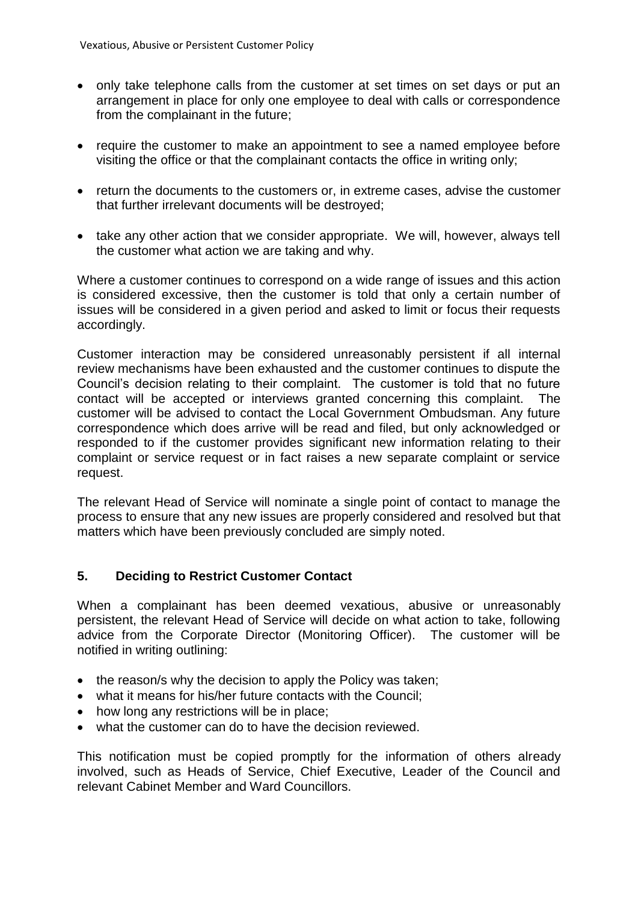- only take telephone calls from the customer at set times on set days or put an arrangement in place for only one employee to deal with calls or correspondence from the complainant in the future;

- require the customer to make an appointment to see a named employee before visiting the office or that the complainant contacts the office in writing only;

- return the documents to the customers or, in extreme cases, advise the customer that further irrelevant documents will be destroyed;

- take any other action that we consider appropriate. We will, however, always tell the customer what action we are taking and why.

Where a customer continues to correspond on a wide range of issues and this action is considered excessive, then the customer is told that only a certain number of issues will be considered in a given period and asked to limit or focus their requests accordingly.

Customer interaction may be considered unreasonably persistent if all internal review mechanisms have been exhausted and the customer continues to dispute the Council's decision relating to their complaint. The customer is told that no future contact will be accepted or interviews granted concerning this complaint. The customer will be advised to contact the Local Government Ombudsman. Any future correspondence which does arrive will be read and filed, but only acknowledged or responded to if the customer provides significant new information relating to their complaint or service request or in fact raises a new separate complaint or service request.

The relevant Head of Service will nominate a single point of contact to manage the process to ensure that any new issues are properly considered and resolved but that matters which have been previously concluded are simply noted.

## 5. Deciding to Restrict Customer Contact

When a complainant has been deemed vexatious, abusive or unreasonably persistent, the relevant Head of Service will decide on what action to take, following advice from the Corporate Director (Monitoring Officer). The customer will be notified in writing outlining:

- the reason/s why the decision to apply the Policy was taken;
- what it means for his/her future contacts with the Council;
- how long any restrictions will be in place;
- what the customer can do to have the decision reviewed.

This notification must be copied promptly for the information of others already involved, such as Heads of Service, Chief Executive, Leader of the Council and relevant Cabinet Member and Ward Councillors.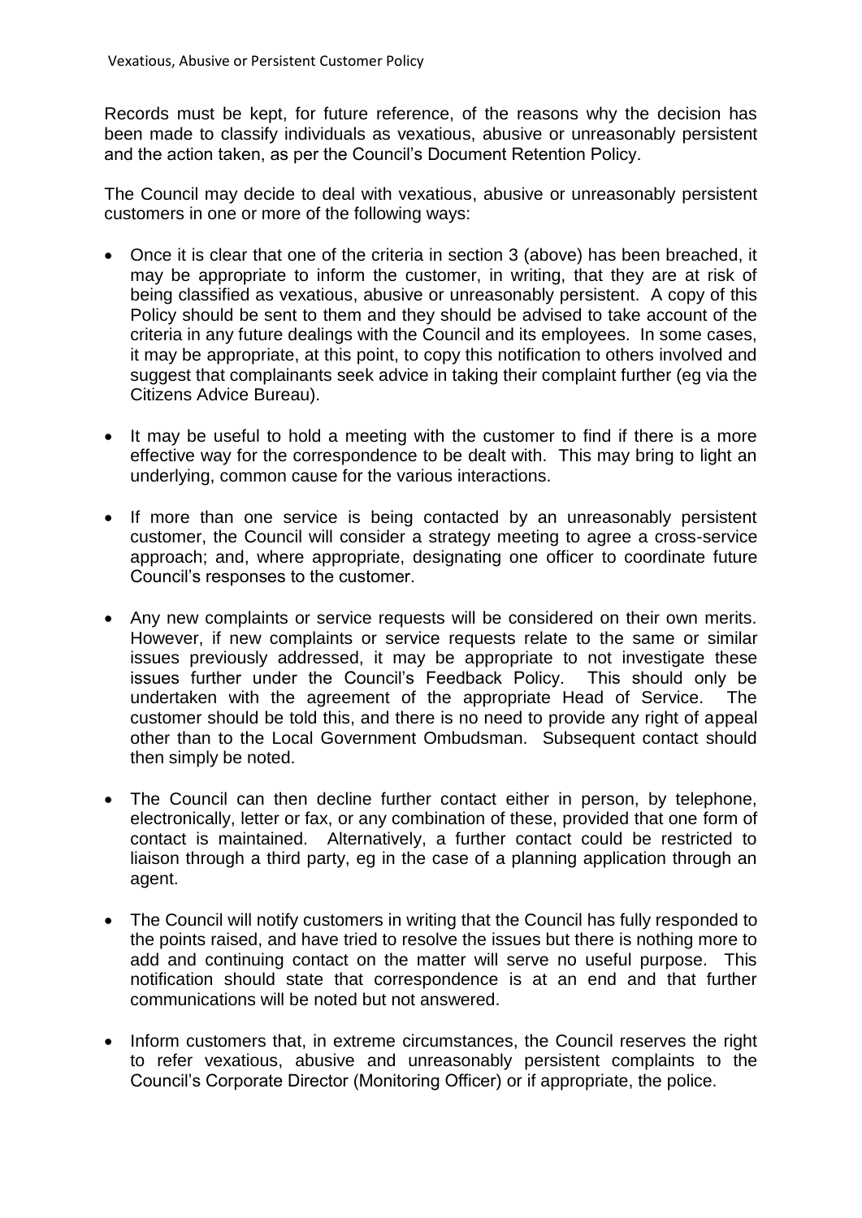Records must be kept, for future reference, of the reasons why the decision has been made to classify individuals as vexatious, abusive or unreasonably persistent and the action taken, as per the Council's Document Retention Policy.

The Council may decide to deal with vexatious, abusive or unreasonably persistent customers in one or more of the following ways:

- Once it is clear that one of the criteria in section 3 (above) has been breached, it may be appropriate to inform the customer, in writing, that they are at risk of being classified as vexatious, abusive or unreasonably persistent. A copy of this Policy should be sent to them and they should be advised to take account of the criteria in any future dealings with the Council and its employees. In some cases, it may be appropriate, at this point, to copy this notification to others involved and suggest that complainants seek advice in taking their complaint further (eg via the Citizens Advice Bureau).

- It may be useful to hold a meeting with the customer to find if there is a more effective way for the correspondence to be dealt with. This may bring to light an underlying, common cause for the various interactions.

- If more than one service is being contacted by an unreasonably persistent customer, the Council will consider a strategy meeting to agree a cross-service approach; and, where appropriate, designating one officer to coordinate future Council's responses to the customer.

- Any new complaints or service requests will be considered on their own merits. However, if new complaints or service requests relate to the same or similar issues previously addressed, it may be appropriate to not investigate these issues further under the Council's Feedback Policy. This should only be undertaken with the agreement of the appropriate Head of Service. The customer should be told this, and there is no need to provide any right of appeal other than to the Local Government Ombudsman. Subsequent contact should then simply be noted.

- The Council can then decline further contact either in person, by telephone, electronically, letter or fax, or any combination of these, provided that one form of contact is maintained. Alternatively, a further contact could be restricted to liaison through a third party, eg in the case of a planning application through an agent.

- The Council will notify customers in writing that the Council has fully responded to the points raised, and have tried to resolve the issues but there is nothing more to add and continuing contact on the matter will serve no useful purpose. This notification should state that correspondence is at an end and that further communications will be noted but not answered.

- Inform customers that, in extreme circumstances, the Council reserves the right to refer vexatious, abusive and unreasonably persistent complaints to the Council's Corporate Director (Monitoring Officer) or if appropriate, the police.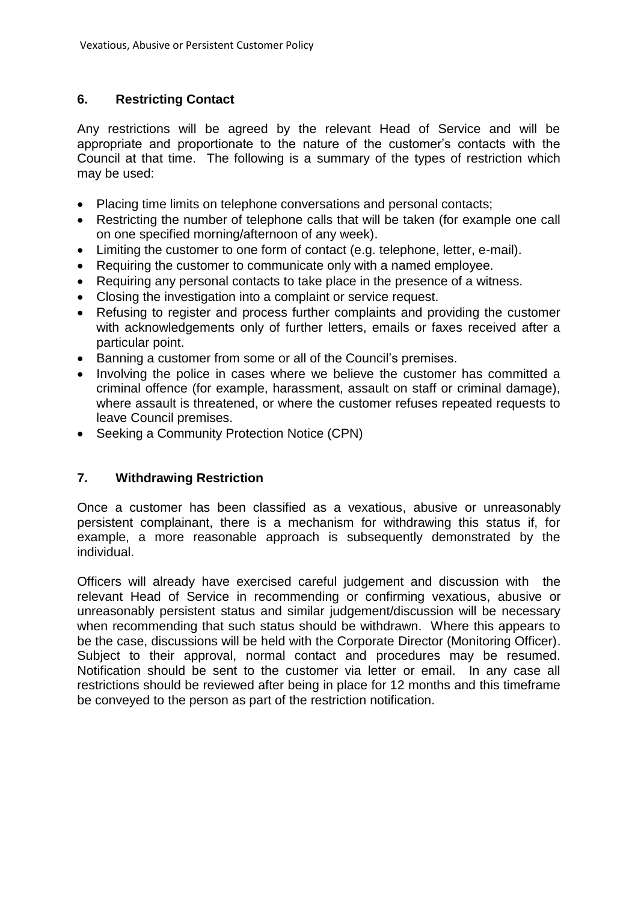## 6. Restricting Contact

Any restrictions will be agreed by the relevant Head of Service and will be appropriate and proportionate to the nature of the customer's contacts with the Council at that time. The following is a summary of the types of restriction which may be used:

- Placing time limits on telephone conversations and personal contacts;
- Restricting the number of telephone calls that will be taken (for example one call on one specified morning/afternoon of any week).
- Limiting the customer to one form of contact (e.g. telephone, letter, e-mail).
- Requiring the customer to communicate only with a named employee.
- Requiring any personal contacts to take place in the presence of a witness.
- Closing the investigation into a complaint or service request.
- Refusing to register and process further complaints and providing the customer with acknowledgements only of further letters, emails or faxes received after a particular point.
- Banning a customer from some or all of the Council's premises.
- Involving the police in cases where we believe the customer has committed a criminal offence (for example, harassment, assault on staff or criminal damage), where assault is threatened, or where the customer refuses repeated requests to leave Council premises.
- Seeking a Community Protection Notice (CPN)

## 7. Withdrawing Restriction

Once a customer has been classified as a vexatious, abusive or unreasonably persistent complainant, there is a mechanism for withdrawing this status if, for example, a more reasonable approach is subsequently demonstrated by the individual.

Officers will already have exercised careful judgement and discussion with the relevant Head of Service in recommending or confirming vexatious, abusive or unreasonably persistent status and similar judgement/discussion will be necessary when recommending that such status should be withdrawn. Where this appears to be the case, discussions will be held with the Corporate Director (Monitoring Officer). Subject to their approval, normal contact and procedures may be resumed. Notification should be sent to the customer via letter or email. In any case all restrictions should be reviewed after being in place for 12 months and this timeframe be conveyed to the person as part of the restriction notification.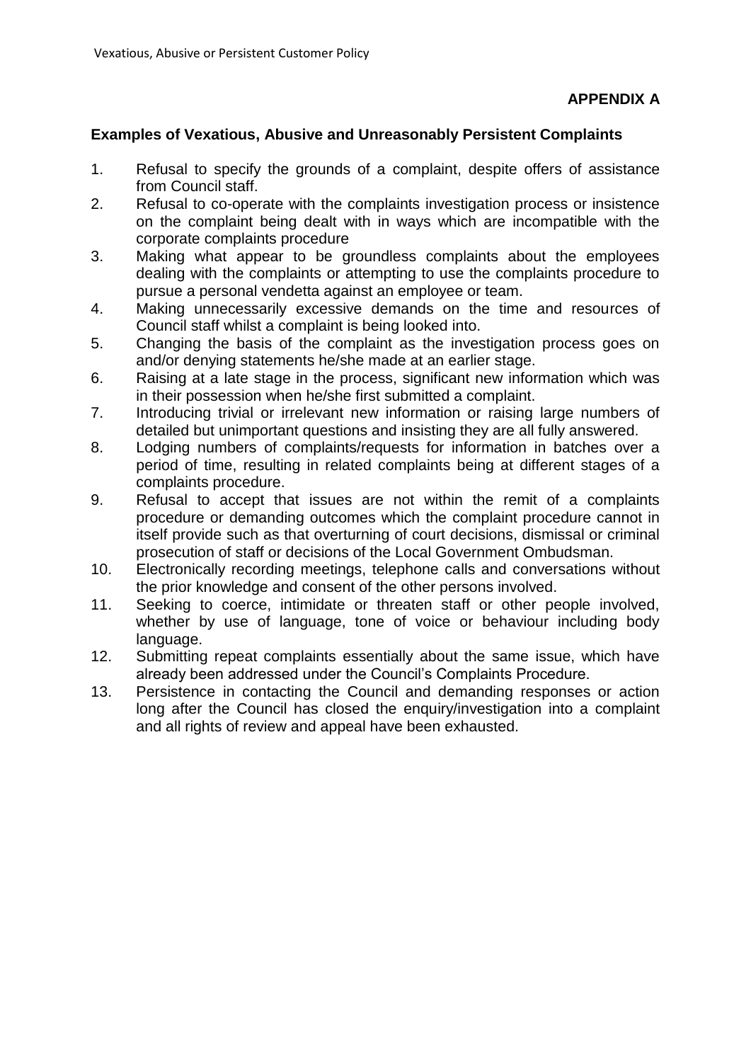**APPENDIX A**

**Examples of Vexatious, Abusive and Unreasonably Persistent Complaints**

1. Refusal to specify the grounds of a complaint, despite offers of assistance from Council staff.
2. Refusal to co-operate with the complaints investigation process or insistence on the complaint being dealt with in ways which are incompatible with the corporate complaints procedure
3. Making what appear to be groundless complaints about the employees dealing with the complaints or attempting to use the complaints procedure to pursue a personal vendetta against an employee or team.
4. Making unnecessarily excessive demands on the time and resources of Council staff whilst a complaint is being looked into.
5. Changing the basis of the complaint as the investigation process goes on and/or denying statements he/she made at an earlier stage.
6. Raising at a late stage in the process, significant new information which was in their possession when he/she first submitted a complaint.
7. Introducing trivial or irrelevant new information or raising large numbers of detailed but unimportant questions and insisting they are all fully answered.
8. Lodging numbers of complaints/requests for information in batches over a period of time, resulting in related complaints being at different stages of a complaints procedure.
9. Refusal to accept that issues are not within the remit of a complaints procedure or demanding outcomes which the complaint procedure cannot in itself provide such as that overturning of court decisions, dismissal or criminal prosecution of staff or decisions of the Local Government Ombudsman.
10. Electronically recording meetings, telephone calls and conversations without the prior knowledge and consent of the other persons involved.
11. Seeking to coerce, intimidate or threaten staff or other people involved, whether by use of language, tone of voice or behaviour including body language.
12. Submitting repeat complaints essentially about the same issue, which have already been addressed under the Council's Complaints Procedure.
13. Persistence in contacting the Council and demanding responses or action long after the Council has closed the enquiry/investigation into a complaint and all rights of review and appeal have been exhausted.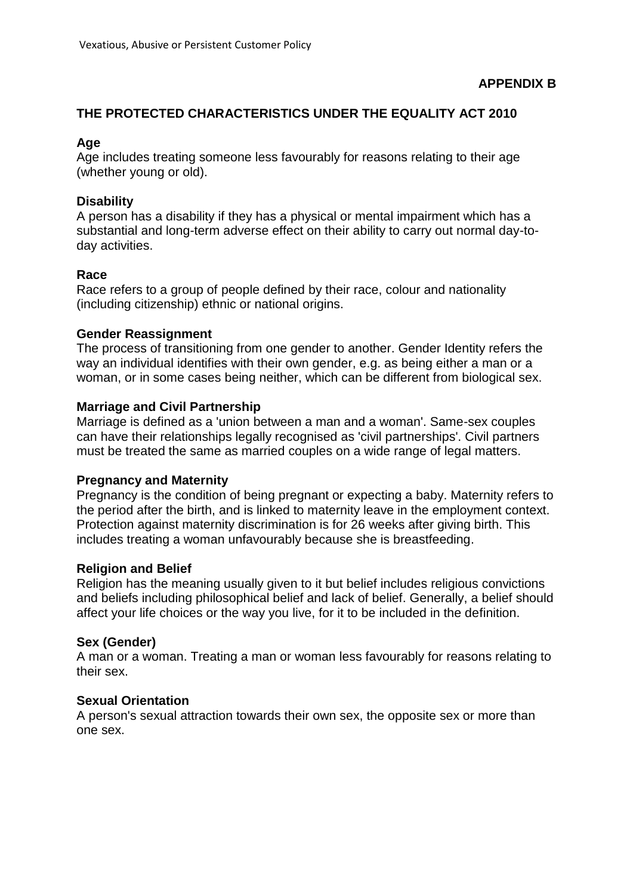**APPENDIX B**

## THE PROTECTED CHARACTERISTICS UNDER THE EQUALITY ACT 2010

**Age**
Age includes treating someone less favourably for reasons relating to their age (whether young or old).

**Disability**
A person has a disability if they has a physical or mental impairment which has a substantial and long-term adverse effect on their ability to carry out normal day-to-day activities.

**Race**
Race refers to a group of people defined by their race, colour and nationality (including citizenship) ethnic or national origins.

**Gender Reassignment**
The process of transitioning from one gender to another. Gender Identity refers the way an individual identifies with their own gender, e.g. as being either a man or a woman, or in some cases being neither, which can be different from biological sex.

**Marriage and Civil Partnership**
Marriage is defined as a 'union between a man and a woman'. Same-sex couples can have their relationships legally recognised as 'civil partnerships'. Civil partners must be treated the same as married couples on a wide range of legal matters.

**Pregnancy and Maternity**
Pregnancy is the condition of being pregnant or expecting a baby. Maternity refers to the period after the birth, and is linked to maternity leave in the employment context. Protection against maternity discrimination is for 26 weeks after giving birth. This includes treating a woman unfavourably because she is breastfeeding.

**Religion and Belief**
Religion has the meaning usually given to it but belief includes religious convictions and beliefs including philosophical belief and lack of belief. Generally, a belief should affect your life choices or the way you live, for it to be included in the definition.

**Sex (Gender)**
A man or a woman. Treating a man or woman less favourably for reasons relating to their sex.

**Sexual Orientation**
A person's sexual attraction towards their own sex, the opposite sex or more than one sex.